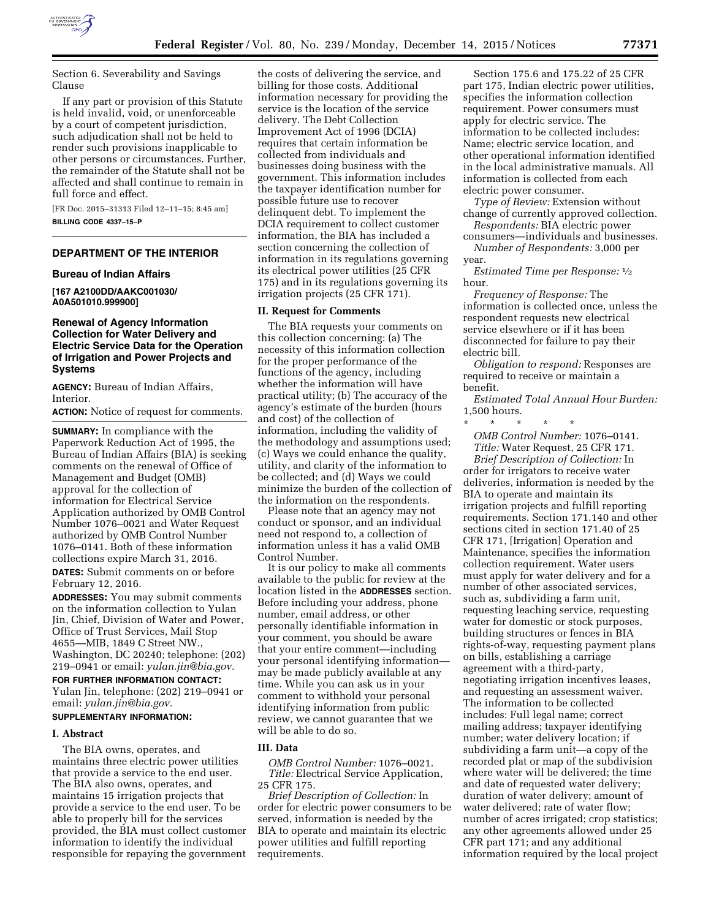Section 6. Severability and Savings Clause

If any part or provision of this Statute is held invalid, void, or unenforceable by a court of competent jurisdiction, such adjudication shall not be held to render such provisions inapplicable to other persons or circumstances. Further, the remainder of the Statute shall not be affected and shall continue to remain in full force and effect.

[FR Doc. 2015–31313 Filed 12–11–15; 8:45 am]

**BILLING CODE 4337–15–P**

## DEPARTMENT OF THE INTERIOR

### Bureau of Indian Affairs

**[167 A2100DD/AAKC001030/A0A501010.999900]**

### Renewal of Agency Information Collection for Water Delivery and Electric Service Data for the Operation of Irrigation and Power Projects and Systems

**AGENCY:** Bureau of Indian Affairs, Interior.

**ACTION:** Notice of request for comments.

**SUMMARY:** In compliance with the Paperwork Reduction Act of 1995, the Bureau of Indian Affairs (BIA) is seeking comments on the renewal of Office of Management and Budget (OMB) approval for the collection of information for Electrical Service Application authorized by OMB Control Number 1076–0021 and Water Request authorized by OMB Control Number 1076–0141. Both of these information collections expire March 31, 2016.

**DATES:** Submit comments on or before February 12, 2016.

**ADDRESSES:** You may submit comments on the information collection to Yulan Jin, Chief, Division of Water and Power, Office of Trust Services, Mail Stop 4655—MIB, 1849 C Street NW., Washington, DC 20240; telephone: (202) 219–0941 or email: *yulan.jin@bia.gov.*

**FOR FURTHER INFORMATION CONTACT:** Yulan Jin, telephone: (202) 219–0941 or email: *yulan.jin@bia.gov.*

**SUPPLEMENTARY INFORMATION:**

### I. Abstract

The BIA owns, operates, and maintains three electric power utilities that provide a service to the end user. The BIA also owns, operates, and maintains 15 irrigation projects that provide a service to the end user. To be able to properly bill for the services provided, the BIA must collect customer information to identify the individual responsible for repaying the government the costs of delivering the service, and billing for those costs. Additional information necessary for providing the service is the location of the service delivery. The Debt Collection Improvement Act of 1996 (DCIA) requires that certain information be collected from individuals and businesses doing business with the government. This information includes the taxpayer identification number for possible future use to recover delinquent debt. To implement the DCIA requirement to collect customer information, the BIA has included a section concerning the collection of information in its regulations governing its electrical power utilities (25 CFR 175) and in its regulations governing its irrigation projects (25 CFR 171).

### II. Request for Comments

The BIA requests your comments on this collection concerning: (a) The necessity of this information collection for the proper performance of the functions of the agency, including whether the information will have practical utility; (b) The accuracy of the agency's estimate of the burden (hours and cost) of the collection of information, including the validity of the methodology and assumptions used; (c) Ways we could enhance the quality, utility, and clarity of the information to be collected; and (d) Ways we could minimize the burden of the collection of the information on the respondents.

Please note that an agency may not conduct or sponsor, and an individual need not respond to, a collection of information unless it has a valid OMB Control Number.

It is our policy to make all comments available to the public for review at the location listed in the **ADDRESSES** section. Before including your address, phone number, email address, or other personally identifiable information in your comment, you should be aware that your entire comment—including your personal identifying information—may be made publicly available at any time. While you can ask us in your comment to withhold your personal identifying information from public review, we cannot guarantee that we will be able to do so.

### III. Data

*OMB Control Number:* 1076–0021.

*Title:* Electrical Service Application, 25 CFR 175.

*Brief Description of Collection:* In order for electric power consumers to be served, information is needed by the BIA to operate and maintain its electric power utilities and fulfill reporting requirements.

Section 175.6 and 175.22 of 25 CFR part 175, Indian electric power utilities, specifies the information collection requirement. Power consumers must apply for electric service. The information to be collected includes: Name; electric service location, and other operational information identified in the local administrative manuals. All information is collected from each electric power consumer.

*Type of Review:* Extension without change of currently approved collection.

*Respondents:* BIA electric power consumers—individuals and businesses.

*Number of Respondents:* 3,000 per year.

*Estimated Time per Response:* ½ hour.

*Frequency of Response:* The information is collected once, unless the respondent requests new electrical service elsewhere or if it has been disconnected for failure to pay their electric bill.

*Obligation to respond:* Responses are required to receive or maintain a benefit.

*Estimated Total Annual Hour Burden:* 1,500 hours.

\* \* \* \* \*

*OMB Control Number:* 1076–0141.

*Title:* Water Request, 25 CFR 171.

*Brief Description of Collection:* In order for irrigators to receive water deliveries, information is needed by the BIA to operate and maintain its irrigation projects and fulfill reporting requirements. Section 171.140 and other sections cited in section 171.40 of 25 CFR 171, [Irrigation] Operation and Maintenance, specifies the information collection requirement. Water users must apply for water delivery and for a number of other associated services, such as, subdividing a farm unit, requesting leaching service, requesting water for domestic or stock purposes, building structures or fences in BIA rights-of-way, requesting payment plans on bills, establishing a carriage agreement with a third-party, negotiating irrigation incentives leases, and requesting an assessment waiver. The information to be collected includes: Full legal name; correct mailing address; taxpayer identifying number; water delivery location; if subdividing a farm unit—a copy of the recorded plat or map of the subdivision where water will be delivered; the time and date of requested water delivery; duration of water delivery; amount of water delivered; rate of water flow; number of acres irrigated; crop statistics; any other agreements allowed under 25 CFR part 171; and any additional information required by the local project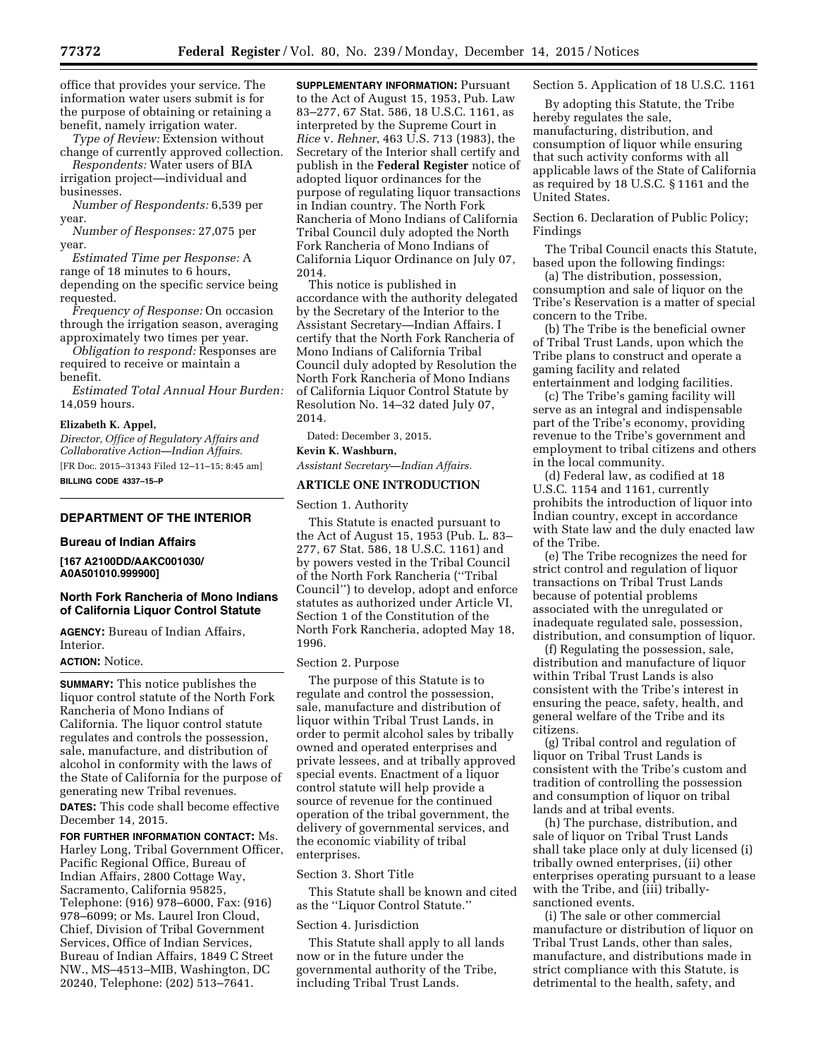office that provides your service. The information water users submit is for the purpose of obtaining or retaining a benefit, namely irrigation water.

*Type of Review:* Extension without change of currently approved collection.

*Respondents:* Water users of BIA irrigation project—individual and businesses.

*Number of Respondents:* 6,539 per year.

*Number of Responses:* 27,075 per year.

*Estimated Time per Response:* A range of 18 minutes to 6 hours, depending on the specific service being requested.

*Frequency of Response:* On occasion through the irrigation season, averaging approximately two times per year.

*Obligation to respond:* Responses are required to receive or maintain a benefit.

*Estimated Total Annual Hour Burden:* 14,059 hours.

**Elizabeth K. Appel,**

*Director, Office of Regulatory Affairs and Collaborative Action—Indian Affairs.*

[FR Doc. 2015–31343 Filed 12–11–15; 8:45 am]

**BILLING CODE 4337–15–P**

---

## DEPARTMENT OF THE INTERIOR

### Bureau of Indian Affairs

**[167 A2100DD/AAKC001030/ A0A501010.999900]**

### North Fork Rancheria of Mono Indians of California Liquor Control Statute

**AGENCY:** Bureau of Indian Affairs, Interior.

**ACTION:** Notice.

**SUMMARY:** This notice publishes the liquor control statute of the North Fork Rancheria of Mono Indians of California. The liquor control statute regulates and controls the possession, sale, manufacture, and distribution of alcohol in conformity with the laws of the State of California for the purpose of generating new Tribal revenues.

**DATES:** This code shall become effective December 14, 2015.

**FOR FURTHER INFORMATION CONTACT:** Ms. Harley Long, Tribal Government Officer, Pacific Regional Office, Bureau of Indian Affairs, 2800 Cottage Way, Sacramento, California 95825, Telephone: (916) 978–6000, Fax: (916) 978–6099; or Ms. Laurel Iron Cloud, Chief, Division of Tribal Government Services, Office of Indian Services, Bureau of Indian Affairs, 1849 C Street NW., MS–4513–MIB, Washington, DC 20240, Telephone: (202) 513–7641.

**SUPPLEMENTARY INFORMATION:** Pursuant to the Act of August 15, 1953, Pub. Law 83–277, 67 Stat. 586, 18 U.S.C. 1161, as interpreted by the Supreme Court in *Rice* v. *Rehner*, 463 U.S. 713 (1983), the Secretary of the Interior shall certify and publish in the **Federal Register** notice of adopted liquor ordinances for the purpose of regulating liquor transactions in Indian country. The North Fork Rancheria of Mono Indians of California Tribal Council duly adopted the North Fork Rancheria of Mono Indians of California Liquor Ordinance on July 07, 2014.

This notice is published in accordance with the authority delegated by the Secretary of the Interior to the Assistant Secretary—Indian Affairs. I certify that the North Fork Rancheria of Mono Indians of California Tribal Council duly adopted by Resolution the North Fork Rancheria of Mono Indians of California Liquor Control Statute by Resolution No. 14–32 dated July 07, 2014.

Dated: December 3, 2015.

**Kevin K. Washburn,**

*Assistant Secretary—Indian Affairs.*

### ARTICLE ONE INTRODUCTION

Section 1. Authority

This Statute is enacted pursuant to the Act of August 15, 1953 (Pub. L. 83–277, 67 Stat. 586, 18 U.S.C. 1161) and by powers vested in the Tribal Council of the North Fork Rancheria (''Tribal Council'') to develop, adopt and enforce statutes as authorized under Article VI, Section 1 of the Constitution of the North Fork Rancheria, adopted May 18, 1996.

Section 2. Purpose

The purpose of this Statute is to regulate and control the possession, sale, manufacture and distribution of liquor within Tribal Trust Lands, in order to permit alcohol sales by tribally owned and operated enterprises and private lessees, and at tribally approved special events. Enactment of a liquor control statute will help provide a source of revenue for the continued operation of the tribal government, the delivery of governmental services, and the economic viability of tribal enterprises.

Section 3. Short Title

This Statute shall be known and cited as the ''Liquor Control Statute.''

Section 4. Jurisdiction

This Statute shall apply to all lands now or in the future under the governmental authority of the Tribe, including Tribal Trust Lands.

Section 5. Application of 18 U.S.C. 1161

By adopting this Statute, the Tribe hereby regulates the sale, manufacturing, distribution, and consumption of liquor while ensuring that such activity conforms with all applicable laws of the State of California as required by 18 U.S.C. § 1161 and the United States.

Section 6. Declaration of Public Policy; Findings

The Tribal Council enacts this Statute, based upon the following findings:

(a) The distribution, possession, consumption and sale of liquor on the Tribe's Reservation is a matter of special concern to the Tribe.

(b) The Tribe is the beneficial owner of Tribal Trust Lands, upon which the Tribe plans to construct and operate a gaming facility and related entertainment and lodging facilities.

(c) The Tribe's gaming facility will serve as an integral and indispensable part of the Tribe's economy, providing revenue to the Tribe's government and employment to tribal citizens and others in the local community.

(d) Federal law, as codified at 18 U.S.C. 1154 and 1161, currently prohibits the introduction of liquor into Indian country, except in accordance with State law and the duly enacted law of the Tribe.

(e) The Tribe recognizes the need for strict control and regulation of liquor transactions on Tribal Trust Lands because of potential problems associated with the unregulated or inadequate regulated sale, possession, distribution, and consumption of liquor.

(f) Regulating the possession, sale, distribution and manufacture of liquor within Tribal Trust Lands is also consistent with the Tribe's interest in ensuring the peace, safety, health, and general welfare of the Tribe and its citizens.

(g) Tribal control and regulation of liquor on Tribal Trust Lands is consistent with the Tribe's custom and tradition of controlling the possession and consumption of liquor on tribal lands and at tribal events.

(h) The purchase, distribution, and sale of liquor on Tribal Trust Lands shall take place only at duly licensed (i) tribally owned enterprises, (ii) other enterprises operating pursuant to a lease with the Tribe, and (iii) tribally-sanctioned events.

(i) The sale or other commercial manufacture or distribution of liquor on Tribal Trust Lands, other than sales, manufacture, and distributions made in strict compliance with this Statute, is detrimental to the health, safety, and